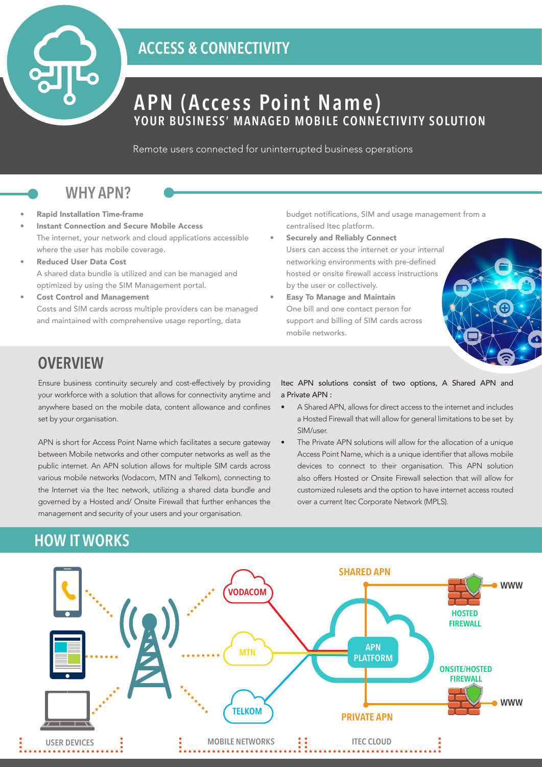## ACCESS & CONNECTIVITY

# APN (Access Point Name)

### YOUR BUSINESS' MANAGED MOBILE CONNECTIVITY SOLUTION

Remote users connected for uninterrupted business operations

## WHY APN?

- **Rapid Installation Time-frame**
- **Instant Connection and Secure Mobile Access**
  The internet, your network and cloud applications accessible where the user has mobile coverage.
- **Reduced User Data Cost**
  A shared data bundle is utilized and can be managed and optimized by using the SIM Management portal.
- **Cost Control and Management**
  Costs and SIM cards across multiple providers can be managed and maintained with comprehensive usage reporting, data budget notifications, SIM and usage management from a centralised Itec platform.
- **Securely and Reliably Connect**
  Users can access the internet or your internal networking environments with pre-defined hosted or onsite firewall access instructions by the user or collectively.
- **Easy To Manage and Maintain**
  One bill and one contact person for support and billing of SIM cards across mobile networks.

## OVERVIEW

Ensure business continuity securely and cost-effectively by providing your workforce with a solution that allows for connectivity anytime and anywhere based on the mobile data, content allowance and confines set by your organisation.

APN is short for Access Point Name which facilitates a secure gateway between Mobile networks and other computer networks as well as the public internet. An APN solution allows for multiple SIM cards across various mobile networks (Vodacom, MTN and Telkom), connecting to the Internet via the Itec network, utilizing a shared data bundle and governed by a Hosted and/ Onsite Firewall that further enhances the management and security of your users and your organisation.

Itec APN solutions consist of two options, A Shared APN and a Private APN :

- A Shared APN, allows for direct access to the internet and includes a Hosted Firewall that will allow for general limitations to be set by SIM/user.
- The Private APN solutions will allow for the allocation of a unique Access Point Name, which is a unique identifier that allows mobile devices to connect to their organisation. This APN solution also offers Hosted or Onsite Firewall selection that will allow for customized rulesets and the option to have internet access routed over a current Itec Corporate Network (MPLS).

## HOW IT WORKS

VODACOM, MTN, TELKOM → APN PLATFORM

SHARED APN → HOSTED FIREWALL → WWW

PRIVATE APN → ONSITE/HOSTED FIREWALL → WWW

USER DEVICES | MOBILE NETWORKS | ITEC CLOUD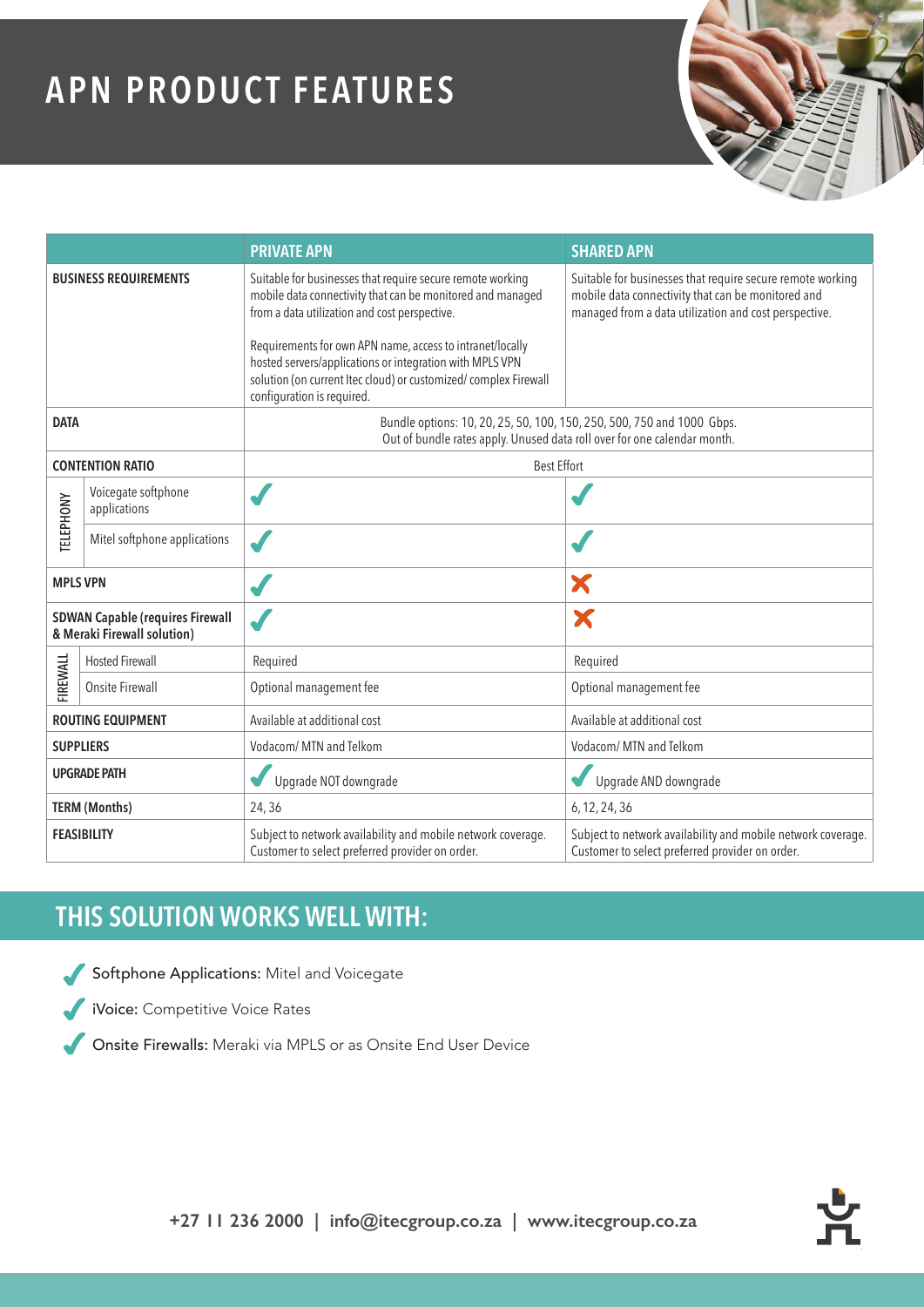# APN PRODUCT FEATURES

| | | PRIVATE APN | SHARED APN |
|---|---|---|---|
| BUSINESS REQUIREMENTS | | Suitable for businesses that require secure remote working mobile data connectivity that can be monitored and managed from a data utilization and cost perspective.<br><br>Requirements for own APN name, access to intranet/locally hosted servers/applications or integration with MPLS VPN solution (on current Itec cloud) or customized/ complex Firewall configuration is required. | Suitable for businesses that require secure remote working mobile data connectivity that can be monitored and managed from a data utilization and cost perspective. |
| DATA | | Bundle options: 10, 20, 25, 50, 100, 150, 250, 500, 750 and 1000 Gbps. Out of bundle rates apply. Unused data roll over for one calendar month. | |
| CONTENTION RATIO | | Best Effort | |
| TELEPHONY | Voicegate softphone applications | ✓ | ✓ |
| | Mitel softphone applications | ✓ | ✓ |
| MPLS VPN | | ✓ | ✗ |
| SDWAN Capable (requires Firewall & Meraki Firewall solution) | | ✓ | ✗ |
| FIREWALL | Hosted Firewall | Required | Required |
| | Onsite Firewall | Optional management fee | Optional management fee |
| ROUTING EQUIPMENT | | Available at additional cost | Available at additional cost |
| SUPPLIERS | | Vodacom/ MTN and Telkom | Vodacom/ MTN and Telkom |
| UPGRADE PATH | | ✓ Upgrade NOT downgrade | ✓ Upgrade AND downgrade |
| TERM (Months) | | 24, 36 | 6, 12, 24, 36 |
| FEASIBILITY | | Subject to network availability and mobile network coverage. Customer to select preferred provider on order. | Subject to network availability and mobile network coverage. Customer to select preferred provider on order. |

## THIS SOLUTION WORKS WELL WITH:

- ✓ **Softphone Applications:** Mitel and Voicegate
- ✓ **iVoice:** Competitive Voice Rates
- ✓ **Onsite Firewalls:** Meraki via MPLS or as Onsite End User Device

**+27 11 236 2000 | info@itecgroup.co.za | www.itecgroup.co.za**